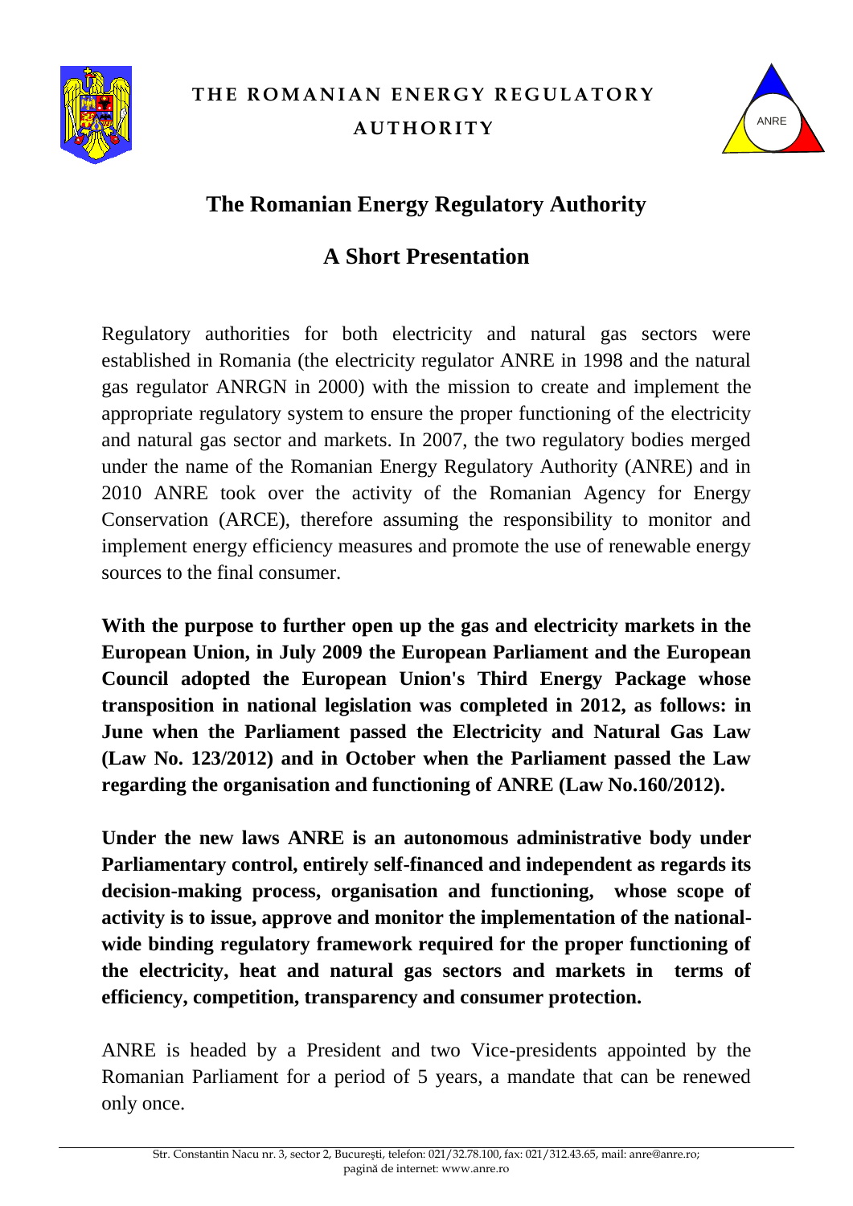# THE ROMANIAN ENERGY REGULATORY AUTHORITY

## The Romanian Energy Regulatory Authority

## A Short Presentation

Regulatory authorities for both electricity and natural gas sectors were established in Romania (the electricity regulator ANRE in 1998 and the natural gas regulator ANRGN in 2000) with the mission to create and implement the appropriate regulatory system to ensure the proper functioning of the electricity and natural gas sector and markets. In 2007, the two regulatory bodies merged under the name of the Romanian Energy Regulatory Authority (ANRE) and in 2010 ANRE took over the activity of the Romanian Agency for Energy Conservation (ARCE), therefore assuming the responsibility to monitor and implement energy efficiency measures and promote the use of renewable energy sources to the final consumer.

**With the purpose to further open up the gas and electricity markets in the European Union, in July 2009 the European Parliament and the European Council adopted the European Union's Third Energy Package whose transposition in national legislation was completed in 2012, as follows: in June when the Parliament passed the Electricity and Natural Gas Law (Law No. 123/2012) and in October when the Parliament passed the Law regarding the organisation and functioning of ANRE (Law No.160/2012).**

**Under the new laws ANRE is an autonomous administrative body under Parliamentary control, entirely self-financed and independent as regards its decision-making process, organisation and functioning, whose scope of activity is to issue, approve and monitor the implementation of the national-wide binding regulatory framework required for the proper functioning of the electricity, heat and natural gas sectors and markets in terms of efficiency, competition, transparency and consumer protection.**

ANRE is headed by a President and two Vice-presidents appointed by the Romanian Parliament for a period of 5 years, a mandate that can be renewed only once.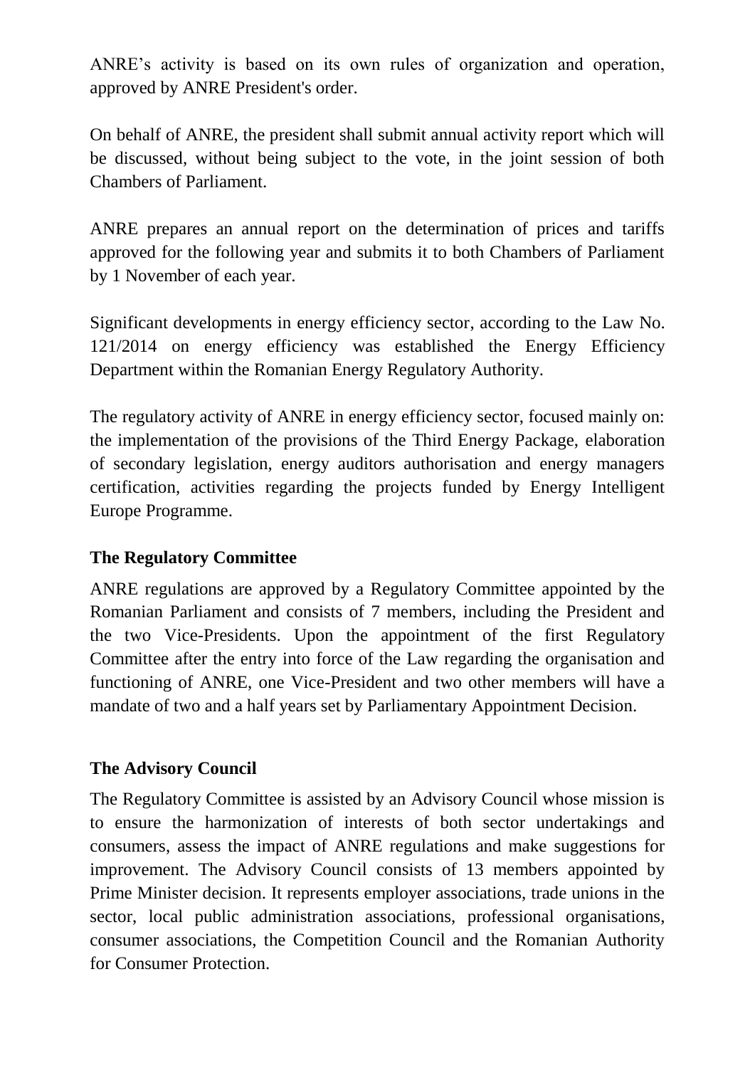ANRE's activity is based on its own rules of organization and operation, approved by ANRE President's order.

On behalf of ANRE, the president shall submit annual activity report which will be discussed, without being subject to the vote, in the joint session of both Chambers of Parliament.

ANRE prepares an annual report on the determination of prices and tariffs approved for the following year and submits it to both Chambers of Parliament by 1 November of each year.

Significant developments in energy efficiency sector, according to the Law No. 121/2014 on energy efficiency was established the Energy Efficiency Department within the Romanian Energy Regulatory Authority.

The regulatory activity of ANRE in energy efficiency sector, focused mainly on: the implementation of the provisions of the Third Energy Package, elaboration of secondary legislation, energy auditors authorisation and energy managers certification, activities regarding the projects funded by Energy Intelligent Europe Programme.

**The Regulatory Committee**

ANRE regulations are approved by a Regulatory Committee appointed by the Romanian Parliament and consists of 7 members, including the President and the two Vice-Presidents. Upon the appointment of the first Regulatory Committee after the entry into force of the Law regarding the organisation and functioning of ANRE, one Vice-President and two other members will have a mandate of two and a half years set by Parliamentary Appointment Decision.

**The Advisory Council**

The Regulatory Committee is assisted by an Advisory Council whose mission is to ensure the harmonization of interests of both sector undertakings and consumers, assess the impact of ANRE regulations and make suggestions for improvement. The Advisory Council consists of 13 members appointed by Prime Minister decision. It represents employer associations, trade unions in the sector, local public administration associations, professional organisations, consumer associations, the Competition Council and the Romanian Authority for Consumer Protection.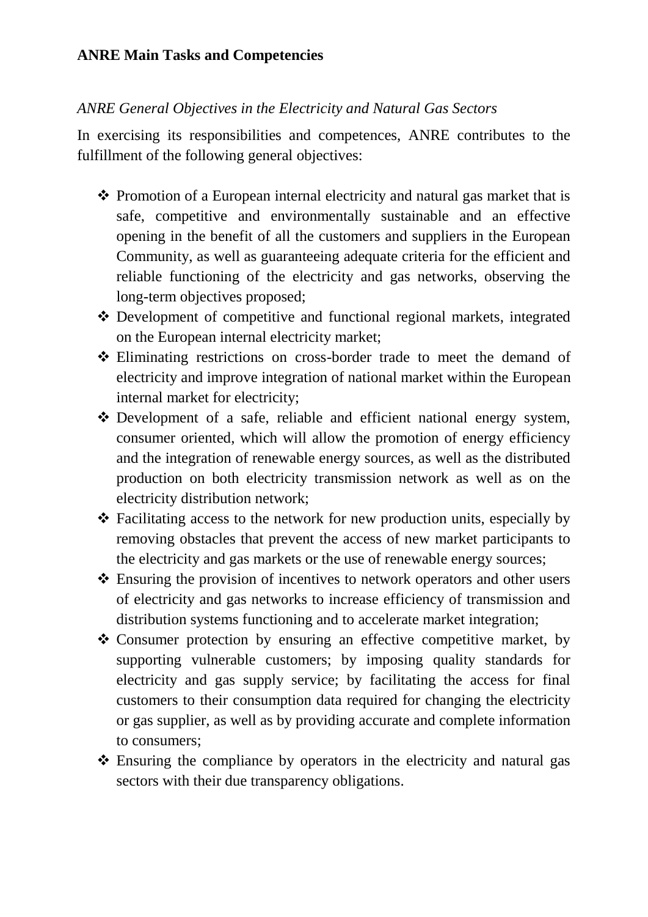**ANRE Main Tasks and Competencies**

*ANRE General Objectives in the Electricity and Natural Gas Sectors*

In exercising its responsibilities and competences, ANRE contributes to the fulfillment of the following general objectives:

- Promotion of a European internal electricity and natural gas market that is safe, competitive and environmentally sustainable and an effective opening in the benefit of all the customers and suppliers in the European Community, as well as guaranteeing adequate criteria for the efficient and reliable functioning of the electricity and gas networks, observing the long-term objectives proposed;
- Development of competitive and functional regional markets, integrated on the European internal electricity market;
- Eliminating restrictions on cross-border trade to meet the demand of electricity and improve integration of national market within the European internal market for electricity;
- Development of a safe, reliable and efficient national energy system, consumer oriented, which will allow the promotion of energy efficiency and the integration of renewable energy sources, as well as the distributed production on both electricity transmission network as well as on the electricity distribution network;
- Facilitating access to the network for new production units, especially by removing obstacles that prevent the access of new market participants to the electricity and gas markets or the use of renewable energy sources;
- Ensuring the provision of incentives to network operators and other users of electricity and gas networks to increase efficiency of transmission and distribution systems functioning and to accelerate market integration;
- Consumer protection by ensuring an effective competitive market, by supporting vulnerable customers; by imposing quality standards for electricity and gas supply service; by facilitating the access for final customers to their consumption data required for changing the electricity or gas supplier, as well as by providing accurate and complete information to consumers;
- Ensuring the compliance by operators in the electricity and natural gas sectors with their due transparency obligations.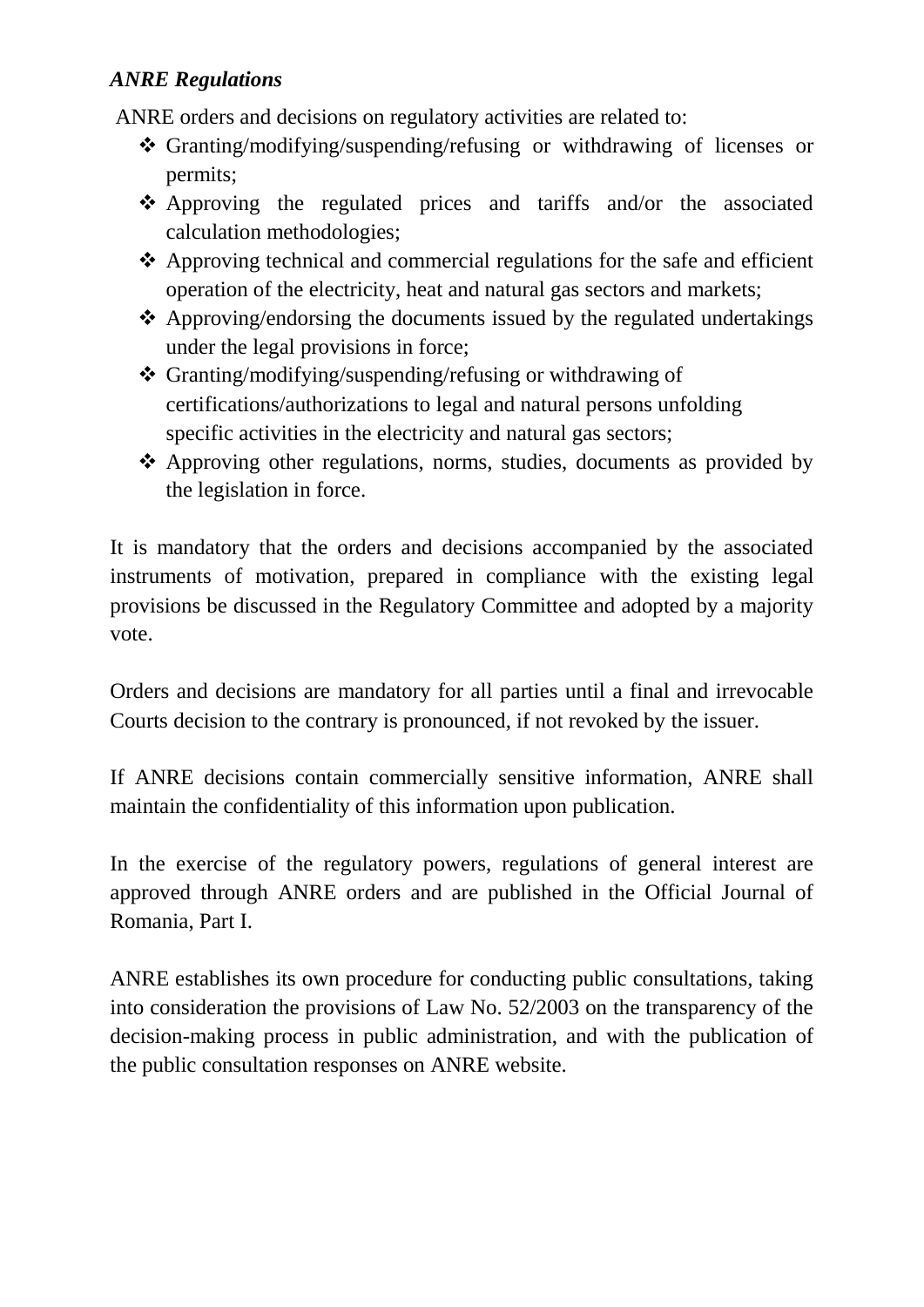***ANRE Regulations***

ANRE orders and decisions on regulatory activities are related to:

- Granting/modifying/suspending/refusing or withdrawing of licenses or permits;
- Approving the regulated prices and tariffs and/or the associated calculation methodologies;
- Approving technical and commercial regulations for the safe and efficient operation of the electricity, heat and natural gas sectors and markets;
- Approving/endorsing the documents issued by the regulated undertakings under the legal provisions in force;
- Granting/modifying/suspending/refusing or withdrawing of certifications/authorizations to legal and natural persons unfolding specific activities in the electricity and natural gas sectors;
- Approving other regulations, norms, studies, documents as provided by the legislation in force.

It is mandatory that the orders and decisions accompanied by the associated instruments of motivation, prepared in compliance with the existing legal provisions be discussed in the Regulatory Committee and adopted by a majority vote.

Orders and decisions are mandatory for all parties until a final and irrevocable Courts decision to the contrary is pronounced, if not revoked by the issuer.

If ANRE decisions contain commercially sensitive information, ANRE shall maintain the confidentiality of this information upon publication.

In the exercise of the regulatory powers, regulations of general interest are approved through ANRE orders and are published in the Official Journal of Romania, Part I.

ANRE establishes its own procedure for conducting public consultations, taking into consideration the provisions of Law No. 52/2003 on the transparency of the decision-making process in public administration, and with the publication of the public consultation responses on ANRE website.